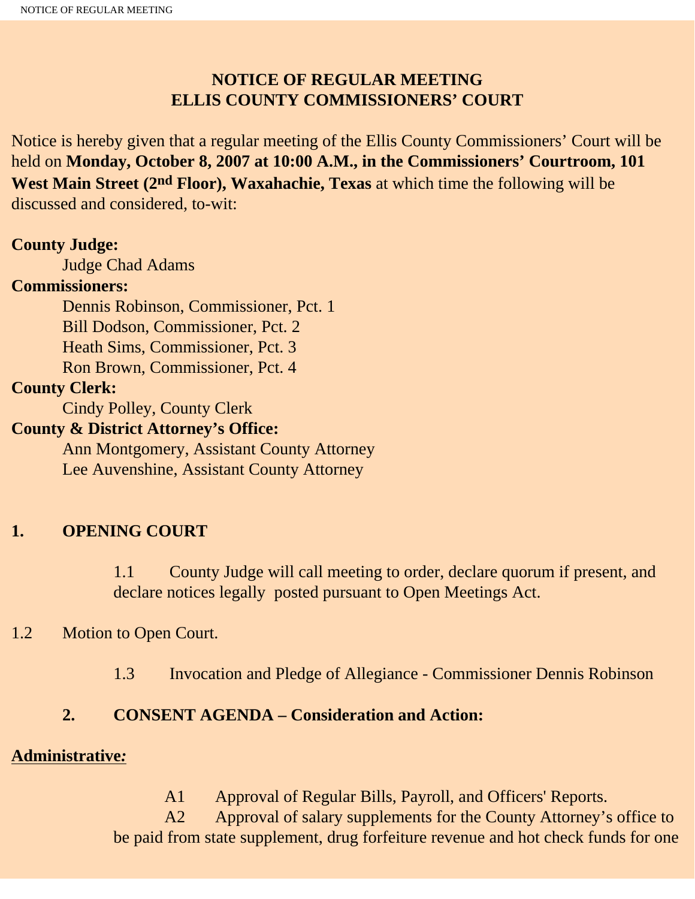# NOTICE OF REGULAR MEETING
# ELLIS COUNTY COMMISSIONERS' COURT

Notice is hereby given that a regular meeting of the Ellis County Commissioners' Court will be held on **Monday, October 8, 2007 at 10:00 A.M., in the Commissioners' Courtroom, 101 West Main Street (2nd Floor), Waxahachie, Texas** at which time the following will be discussed and considered, to-wit:

**County Judge:**
Judge Chad Adams

**Commissioners:**
Dennis Robinson, Commissioner, Pct. 1
Bill Dodson, Commissioner, Pct. 2
Heath Sims, Commissioner, Pct. 3
Ron Brown, Commissioner, Pct. 4

**County Clerk:**
Cindy Polley, County Clerk

**County & District Attorney's Office:**
Ann Montgomery, Assistant County Attorney
Lee Auvenshine, Assistant County Attorney

## 1. OPENING COURT

1.1 County Judge will call meeting to order, declare quorum if present, and declare notices legally posted pursuant to Open Meetings Act.

1.2 Motion to Open Court.

1.3 Invocation and Pledge of Allegiance - Commissioner Dennis Robinson

## 2. CONSENT AGENDA – Consideration and Action:

**Administrative:**

A1 Approval of Regular Bills, Payroll, and Officers' Reports.

A2 Approval of salary supplements for the County Attorney's office to be paid from state supplement, drug forfeiture revenue and hot check funds for one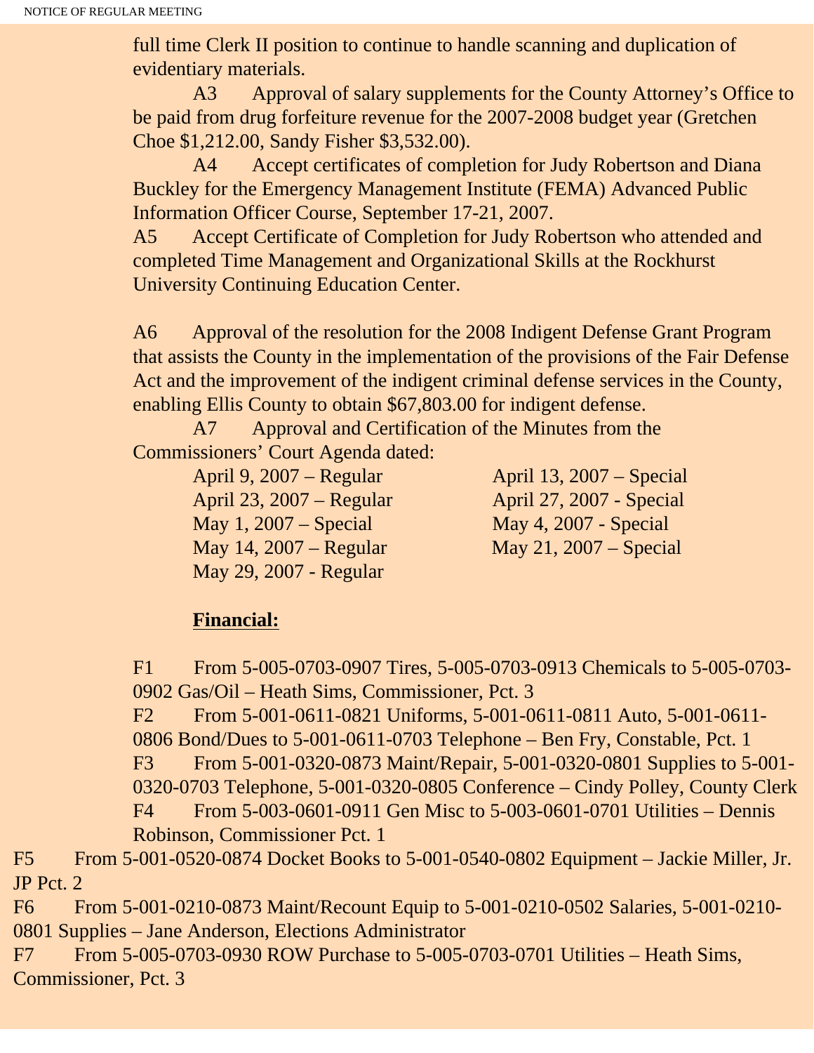full time Clerk II position to continue to handle scanning and duplication of evidentiary materials.

A3 Approval of salary supplements for the County Attorney's Office to be paid from drug forfeiture revenue for the 2007-2008 budget year (Gretchen Choe $1,212.00, Sandy Fisher $3,532.00).

A4 Accept certificates of completion for Judy Robertson and Diana Buckley for the Emergency Management Institute (FEMA) Advanced Public Information Officer Course, September 17-21, 2007.

A5 Accept Certificate of Completion for Judy Robertson who attended and completed Time Management and Organizational Skills at the Rockhurst University Continuing Education Center.

A6 Approval of the resolution for the 2008 Indigent Defense Grant Program that assists the County in the implementation of the provisions of the Fair Defense Act and the improvement of the indigent criminal defense services in the County, enabling Ellis County to obtain $67,803.00 for indigent defense.

A7 Approval and Certification of the Minutes from the Commissioners' Court Agenda dated:

- April 9, 2007 – Regular
- April 13, 2007 – Special
- April 23, 2007 – Regular
- April 27, 2007 - Special
- May 1, 2007 – Special
- May 4, 2007 - Special
- May 14, 2007 – Regular
- May 21, 2007 – Special
- May 29, 2007 - Regular

**Financial:**

F1 From 5-005-0703-0907 Tires, 5-005-0703-0913 Chemicals to 5-005-0703-0902 Gas/Oil – Heath Sims, Commissioner, Pct. 3

F2 From 5-001-0611-0821 Uniforms, 5-001-0611-0811 Auto, 5-001-0611-0806 Bond/Dues to 5-001-0611-0703 Telephone – Ben Fry, Constable, Pct. 1

F3 From 5-001-0320-0873 Maint/Repair, 5-001-0320-0801 Supplies to 5-001-0320-0703 Telephone, 5-001-0320-0805 Conference – Cindy Polley, County Clerk

F4 From 5-003-0601-0911 Gen Misc to 5-003-0601-0701 Utilities – Dennis Robinson, Commissioner Pct. 1

F5 From 5-001-0520-0874 Docket Books to 5-001-0540-0802 Equipment – Jackie Miller, Jr. JP Pct. 2

F6 From 5-001-0210-0873 Maint/Recount Equip to 5-001-0210-0502 Salaries, 5-001-0210-0801 Supplies – Jane Anderson, Elections Administrator

F7 From 5-005-0703-0930 ROW Purchase to 5-005-0703-0701 Utilities – Heath Sims, Commissioner, Pct. 3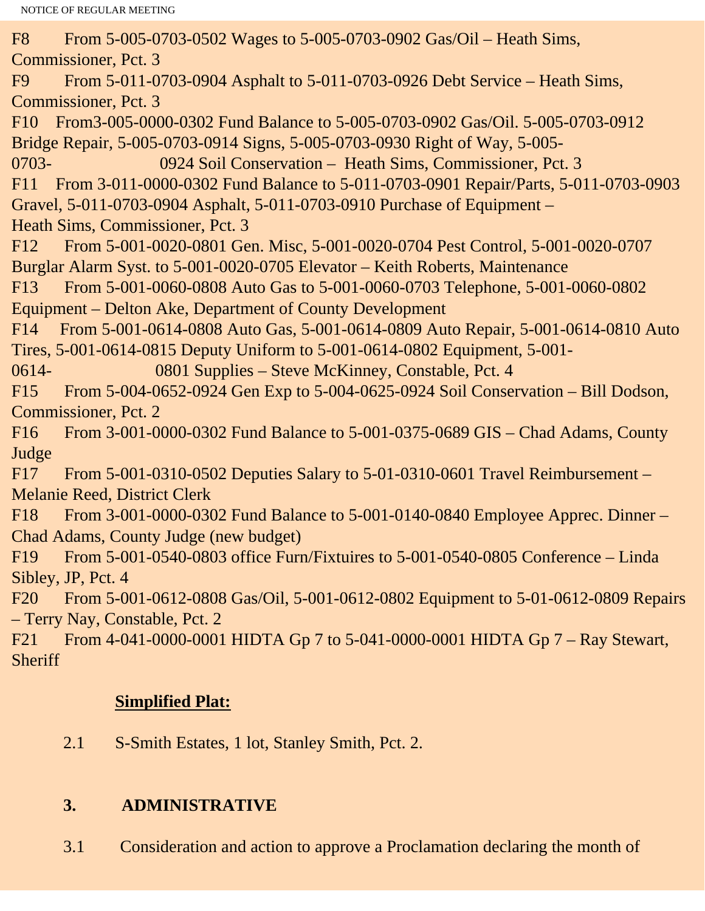F8 From 5-005-0703-0502 Wages to 5-005-0703-0902 Gas/Oil – Heath Sims, Commissioner, Pct. 3

F9 From 5-011-0703-0904 Asphalt to 5-011-0703-0926 Debt Service – Heath Sims, Commissioner, Pct. 3

F10 From3-005-0000-0302 Fund Balance to 5-005-0703-0902 Gas/Oil. 5-005-0703-0912 Bridge Repair, 5-005-0703-0914 Signs, 5-005-0703-0930 Right of Way, 5-005-0703- 0924 Soil Conservation – Heath Sims, Commissioner, Pct. 3

F11 From 3-011-0000-0302 Fund Balance to 5-011-0703-0901 Repair/Parts, 5-011-0703-0903 Gravel, 5-011-0703-0904 Asphalt, 5-011-0703-0910 Purchase of Equipment – Heath Sims, Commissioner, Pct. 3

F12 From 5-001-0020-0801 Gen. Misc, 5-001-0020-0704 Pest Control, 5-001-0020-0707 Burglar Alarm Syst. to 5-001-0020-0705 Elevator – Keith Roberts, Maintenance

F13 From 5-001-0060-0808 Auto Gas to 5-001-0060-0703 Telephone, 5-001-0060-0802 Equipment – Delton Ake, Department of County Development

F14 From 5-001-0614-0808 Auto Gas, 5-001-0614-0809 Auto Repair, 5-001-0614-0810 Auto Tires, 5-001-0614-0815 Deputy Uniform to 5-001-0614-0802 Equipment, 5-001-0614- 0801 Supplies – Steve McKinney, Constable, Pct. 4

F15 From 5-004-0652-0924 Gen Exp to 5-004-0625-0924 Soil Conservation – Bill Dodson, Commissioner, Pct. 2

F16 From 3-001-0000-0302 Fund Balance to 5-001-0375-0689 GIS – Chad Adams, County Judge

F17 From 5-001-0310-0502 Deputies Salary to 5-01-0310-0601 Travel Reimbursement – Melanie Reed, District Clerk

F18 From 3-001-0000-0302 Fund Balance to 5-001-0140-0840 Employee Apprec. Dinner – Chad Adams, County Judge (new budget)

F19 From 5-001-0540-0803 office Furn/Fixtuires to 5-001-0540-0805 Conference – Linda Sibley, JP, Pct. 4

F20 From 5-001-0612-0808 Gas/Oil, 5-001-0612-0802 Equipment to 5-01-0612-0809 Repairs – Terry Nay, Constable, Pct. 2

F21 From 4-041-0000-0001 HIDTA Gp 7 to 5-041-0000-0001 HIDTA Gp 7 – Ray Stewart, Sheriff

**Simplified Plat:**

2.1 S-Smith Estates, 1 lot, Stanley Smith, Pct. 2.

**3. ADMINISTRATIVE**

3.1 Consideration and action to approve a Proclamation declaring the month of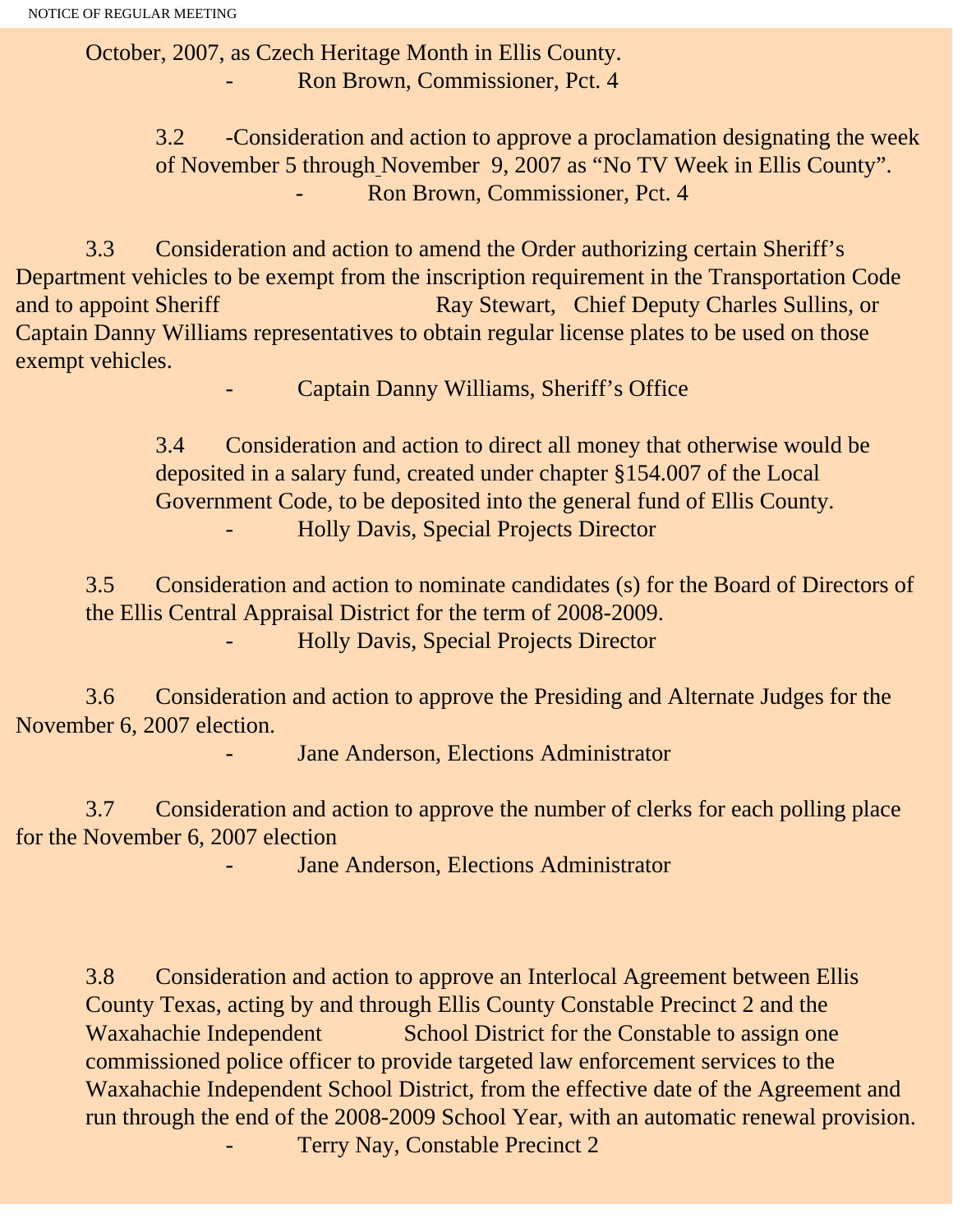October, 2007, as Czech Heritage Month in Ellis County.

- Ron Brown, Commissioner, Pct. 4

3.2 -Consideration and action to approve a proclamation designating the week of November 5 through November 9, 2007 as “No TV Week in Ellis County”.

- Ron Brown, Commissioner, Pct. 4

3.3 Consideration and action to amend the Order authorizing certain Sheriff’s Department vehicles to be exempt from the inscription requirement in the Transportation Code and to appoint Sheriff Ray Stewart, Chief Deputy Charles Sullins, or Captain Danny Williams representatives to obtain regular license plates to be used on those exempt vehicles.

- Captain Danny Williams, Sheriff’s Office

3.4 Consideration and action to direct all money that otherwise would be deposited in a salary fund, created under chapter §154.007 of the Local Government Code, to be deposited into the general fund of Ellis County.

- Holly Davis, Special Projects Director

3.5 Consideration and action to nominate candidates (s) for the Board of Directors of the Ellis Central Appraisal District for the term of 2008-2009.

- Holly Davis, Special Projects Director

3.6 Consideration and action to approve the Presiding and Alternate Judges for the November 6, 2007 election.

- Jane Anderson, Elections Administrator

3.7 Consideration and action to approve the number of clerks for each polling place for the November 6, 2007 election

- Jane Anderson, Elections Administrator

3.8 Consideration and action to approve an Interlocal Agreement between Ellis County Texas, acting by and through Ellis County Constable Precinct 2 and the Waxahachie Independent School District for the Constable to assign one commissioned police officer to provide targeted law enforcement services to the Waxahachie Independent School District, from the effective date of the Agreement and run through the end of the 2008-2009 School Year, with an automatic renewal provision.

- Terry Nay, Constable Precinct 2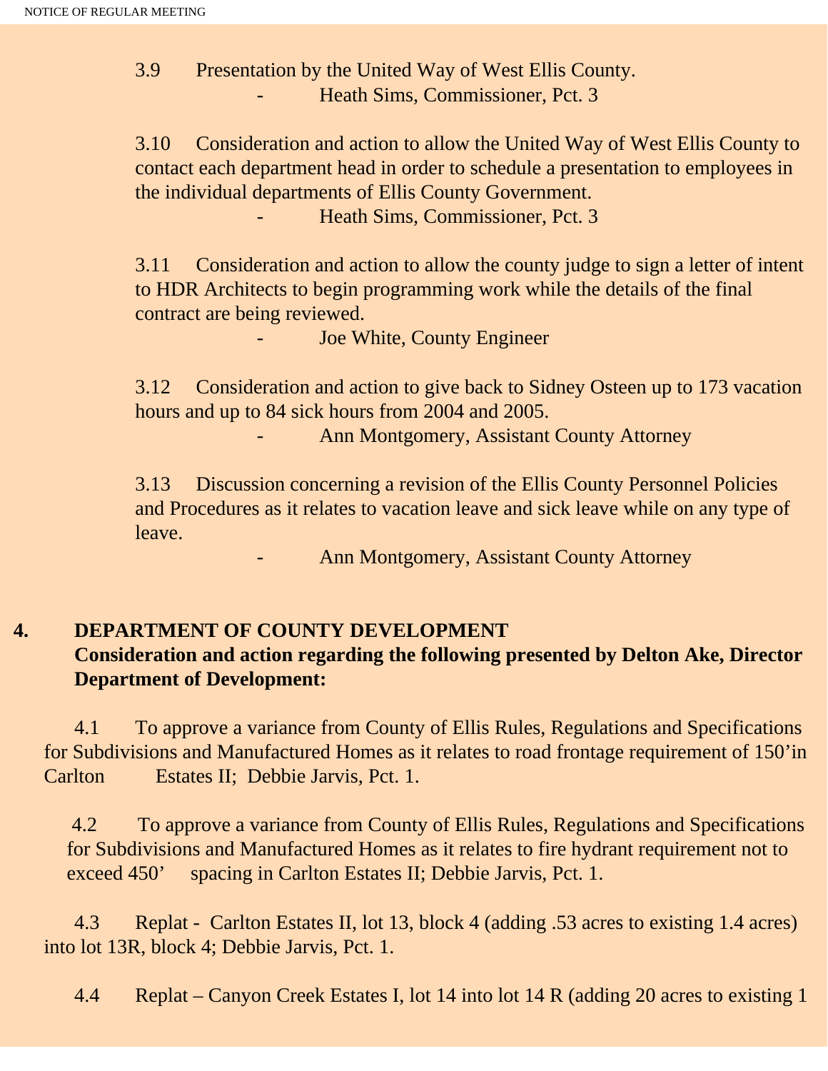3.9 Presentation by the United Way of West Ellis County.

- Heath Sims, Commissioner, Pct. 3

3.10 Consideration and action to allow the United Way of West Ellis County to contact each department head in order to schedule a presentation to employees in the individual departments of Ellis County Government.

- Heath Sims, Commissioner, Pct. 3

3.11 Consideration and action to allow the county judge to sign a letter of intent to HDR Architects to begin programming work while the details of the final contract are being reviewed.

- Joe White, County Engineer

3.12 Consideration and action to give back to Sidney Osteen up to 173 vacation hours and up to 84 sick hours from 2004 and 2005.

- Ann Montgomery, Assistant County Attorney

3.13 Discussion concerning a revision of the Ellis County Personnel Policies and Procedures as it relates to vacation leave and sick leave while on any type of leave.

- Ann Montgomery, Assistant County Attorney

## 4. DEPARTMENT OF COUNTY DEVELOPMENT

**Consideration and action regarding the following presented by Delton Ake, Director Department of Development:**

4.1 To approve a variance from County of Ellis Rules, Regulations and Specifications for Subdivisions and Manufactured Homes as it relates to road frontage requirement of 150'in Carlton Estates II; Debbie Jarvis, Pct. 1.

4.2 To approve a variance from County of Ellis Rules, Regulations and Specifications for Subdivisions and Manufactured Homes as it relates to fire hydrant requirement not to exceed 450' spacing in Carlton Estates II; Debbie Jarvis, Pct. 1.

4.3 Replat - Carlton Estates II, lot 13, block 4 (adding .53 acres to existing 1.4 acres) into lot 13R, block 4; Debbie Jarvis, Pct. 1.

4.4 Replat – Canyon Creek Estates I, lot 14 into lot 14 R (adding 20 acres to existing 1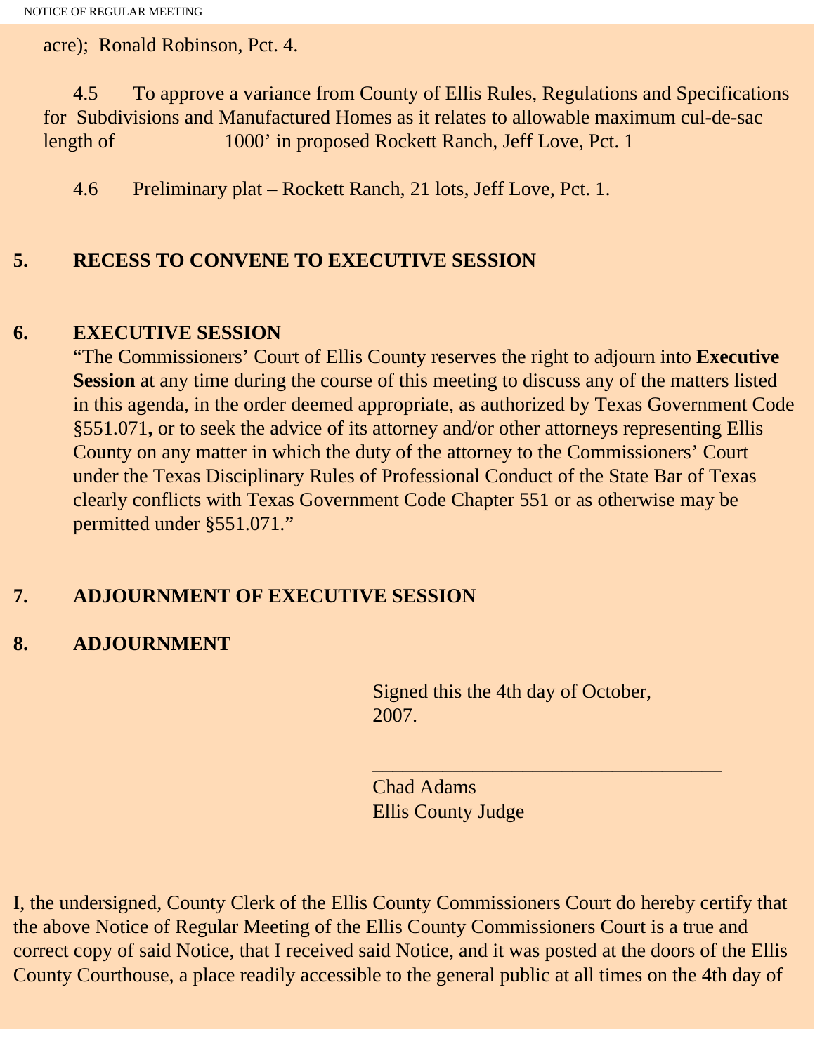acre); Ronald Robinson, Pct. 4.

4.5 To approve a variance from County of Ellis Rules, Regulations and Specifications for Subdivisions and Manufactured Homes as it relates to allowable maximum cul-de-sac length of 1000' in proposed Rockett Ranch, Jeff Love, Pct. 1

4.6 Preliminary plat – Rockett Ranch, 21 lots, Jeff Love, Pct. 1.

**5. RECESS TO CONVENE TO EXECUTIVE SESSION**

**6. EXECUTIVE SESSION**

"The Commissioners' Court of Ellis County reserves the right to adjourn into **Executive Session** at any time during the course of this meeting to discuss any of the matters listed in this agenda, in the order deemed appropriate, as authorized by Texas Government Code §551.071**,** or to seek the advice of its attorney and/or other attorneys representing Ellis County on any matter in which the duty of the attorney to the Commissioners' Court under the Texas Disciplinary Rules of Professional Conduct of the State Bar of Texas clearly conflicts with Texas Government Code Chapter 551 or as otherwise may be permitted under §551.071."

**7. ADJOURNMENT OF EXECUTIVE SESSION**

**8. ADJOURNMENT**

Signed this the 4th day of October, 2007.

___________________________________

Chad Adams
Ellis County Judge

I, the undersigned, County Clerk of the Ellis County Commissioners Court do hereby certify that the above Notice of Regular Meeting of the Ellis County Commissioners Court is a true and correct copy of said Notice, that I received said Notice, and it was posted at the doors of the Ellis County Courthouse, a place readily accessible to the general public at all times on the 4th day of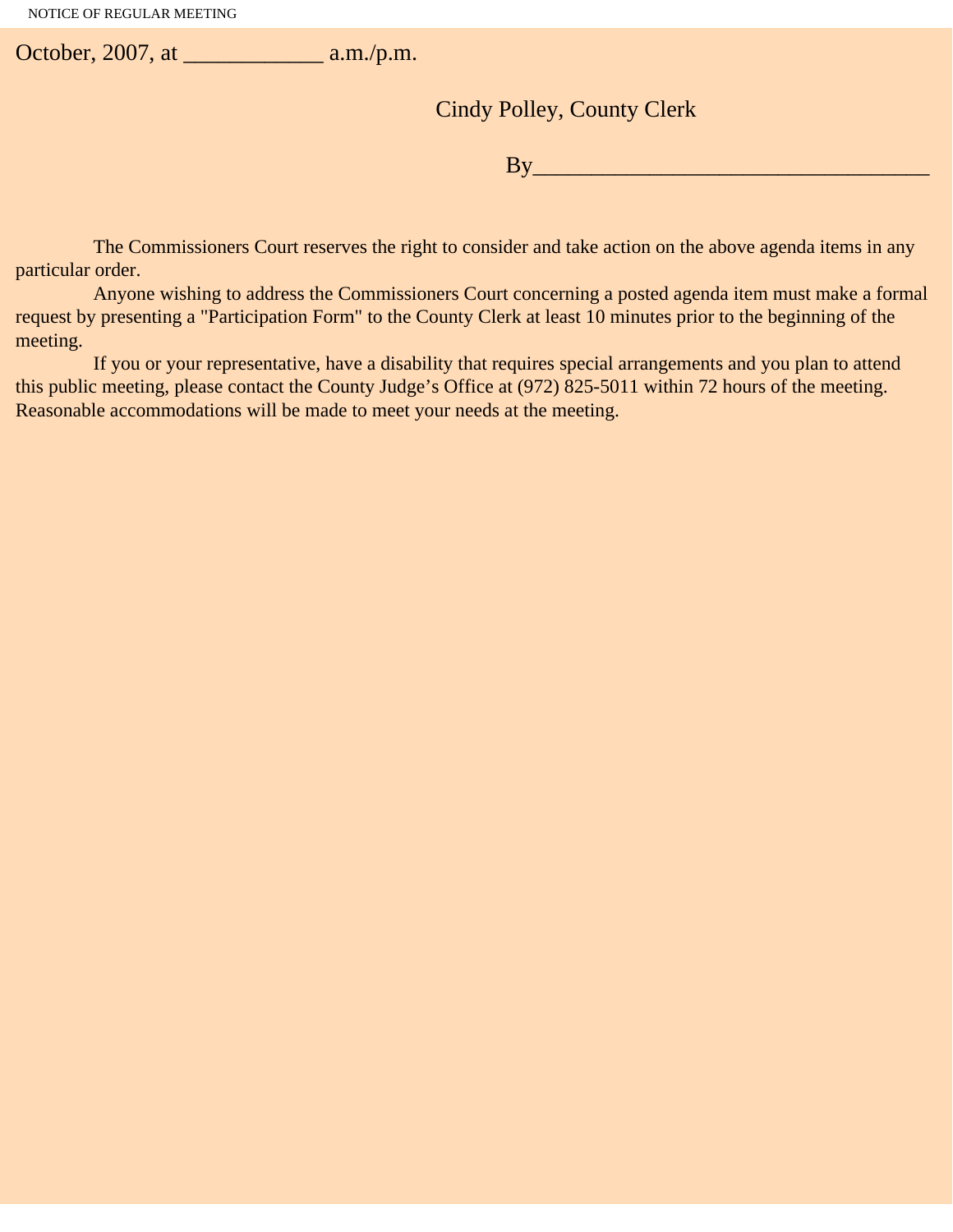October, 2007, at ____________ a.m./p.m.

Cindy Polley, County Clerk

By__________________________________

The Commissioners Court reserves the right to consider and take action on the above agenda items in any particular order.

Anyone wishing to address the Commissioners Court concerning a posted agenda item must make a formal request by presenting a "Participation Form" to the County Clerk at least 10 minutes prior to the beginning of the meeting.

If you or your representative, have a disability that requires special arrangements and you plan to attend this public meeting, please contact the County Judge's Office at (972) 825-5011 within 72 hours of the meeting. Reasonable accommodations will be made to meet your needs at the meeting.